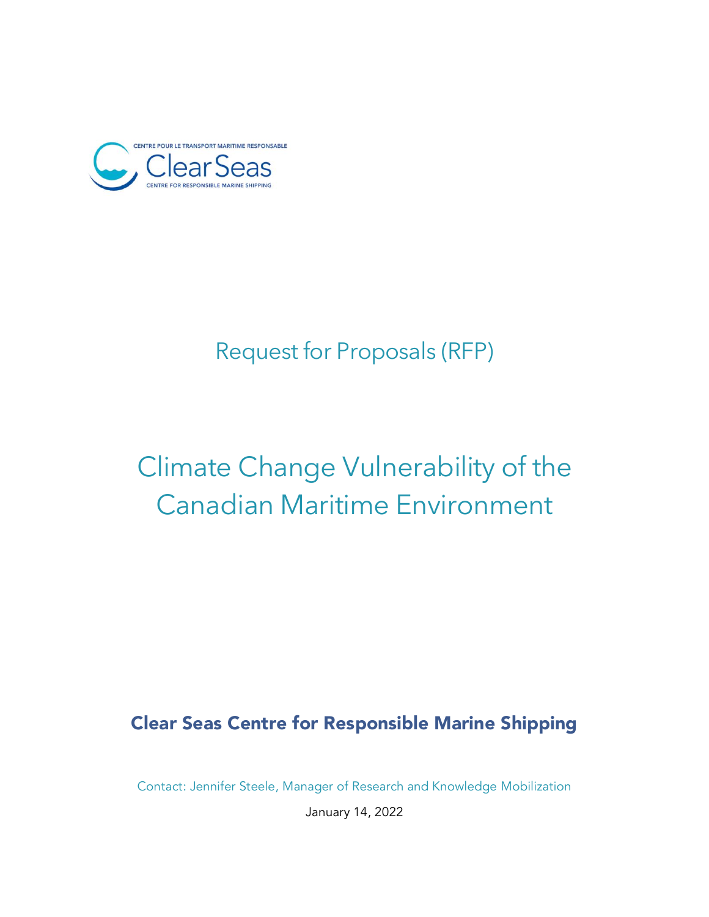CENTRE POUR LE TRANSPORT MARITIME RESPONSABLE

Clear Seas

CENTRE FOR RESPONSIBLE MARINE SHIPPING

# Request for Proposals (RFP)

# Climate Change Vulnerability of the Canadian Maritime Environment

**Clear Seas Centre for Responsible Marine Shipping**

Contact: Jennifer Steele, Manager of Research and Knowledge Mobilization

January 14, 2022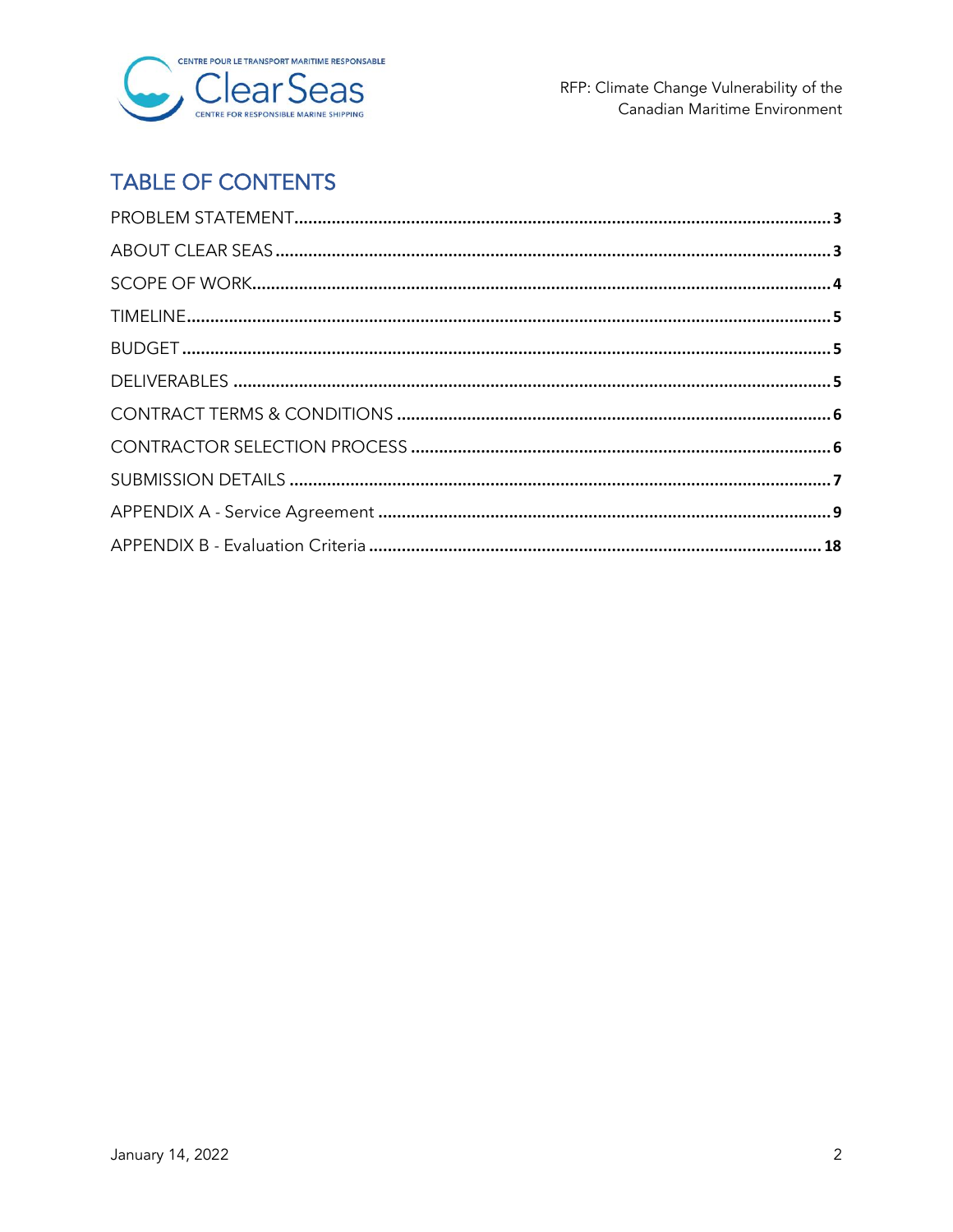## TABLE OF CONTENTS

PROBLEM STATEMENT........................................................................3

ABOUT CLEAR SEAS........................................................................3

SCOPE OF WORK........................................................................4

TIMELINE........................................................................5

BUDGET........................................................................5

DELIVERABLES........................................................................5

CONTRACT TERMS & CONDITIONS........................................................................6

CONTRACTOR SELECTION PROCESS........................................................................6

SUBMISSION DETAILS........................................................................7

APPENDIX A - Service Agreement........................................................................9

APPENDIX B - Evaluation Criteria........................................................................18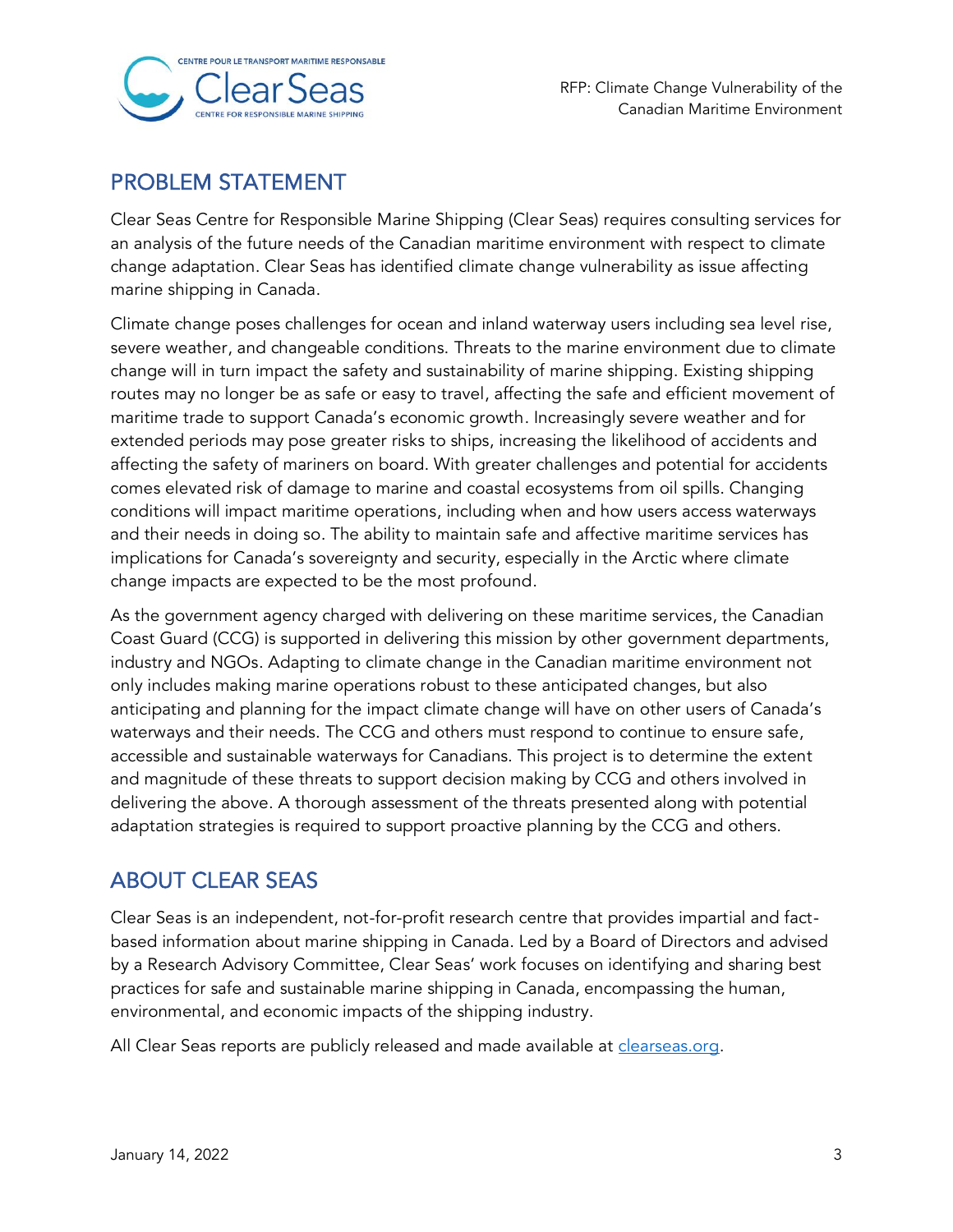## PROBLEM STATEMENT

Clear Seas Centre for Responsible Marine Shipping (Clear Seas) requires consulting services for an analysis of the future needs of the Canadian maritime environment with respect to climate change adaptation. Clear Seas has identified climate change vulnerability as issue affecting marine shipping in Canada.

Climate change poses challenges for ocean and inland waterway users including sea level rise, severe weather, and changeable conditions. Threats to the marine environment due to climate change will in turn impact the safety and sustainability of marine shipping. Existing shipping routes may no longer be as safe or easy to travel, affecting the safe and efficient movement of maritime trade to support Canada's economic growth. Increasingly severe weather and for extended periods may pose greater risks to ships, increasing the likelihood of accidents and affecting the safety of mariners on board. With greater challenges and potential for accidents comes elevated risk of damage to marine and coastal ecosystems from oil spills. Changing conditions will impact maritime operations, including when and how users access waterways and their needs in doing so. The ability to maintain safe and affective maritime services has implications for Canada's sovereignty and security, especially in the Arctic where climate change impacts are expected to be the most profound.

As the government agency charged with delivering on these maritime services, the Canadian Coast Guard (CCG) is supported in delivering this mission by other government departments, industry and NGOs. Adapting to climate change in the Canadian maritime environment not only includes making marine operations robust to these anticipated changes, but also anticipating and planning for the impact climate change will have on other users of Canada's waterways and their needs. The CCG and others must respond to continue to ensure safe, accessible and sustainable waterways for Canadians. This project is to determine the extent and magnitude of these threats to support decision making by CCG and others involved in delivering the above. A thorough assessment of the threats presented along with potential adaptation strategies is required to support proactive planning by the CCG and others.

## ABOUT CLEAR SEAS

Clear Seas is an independent, not-for-profit research centre that provides impartial and fact-based information about marine shipping in Canada. Led by a Board of Directors and advised by a Research Advisory Committee, Clear Seas' work focuses on identifying and sharing best practices for safe and sustainable marine shipping in Canada, encompassing the human, environmental, and economic impacts of the shipping industry.

All Clear Seas reports are publicly released and made available at [clearseas.org](clearseas.org).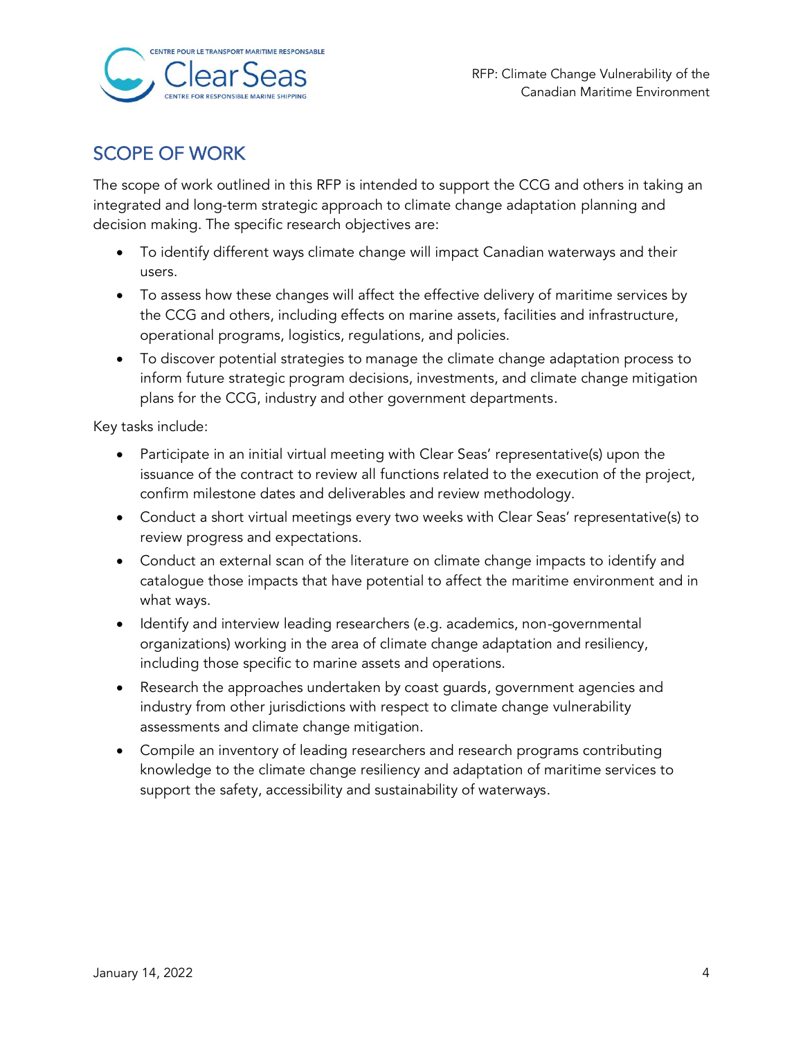## SCOPE OF WORK

The scope of work outlined in this RFP is intended to support the CCG and others in taking an integrated and long-term strategic approach to climate change adaptation planning and decision making. The specific research objectives are:

- To identify different ways climate change will impact Canadian waterways and their users.
- To assess how these changes will affect the effective delivery of maritime services by the CCG and others, including effects on marine assets, facilities and infrastructure, operational programs, logistics, regulations, and policies.
- To discover potential strategies to manage the climate change adaptation process to inform future strategic program decisions, investments, and climate change mitigation plans for the CCG, industry and other government departments.

Key tasks include:

- Participate in an initial virtual meeting with Clear Seas' representative(s) upon the issuance of the contract to review all functions related to the execution of the project, confirm milestone dates and deliverables and review methodology.
- Conduct a short virtual meetings every two weeks with Clear Seas' representative(s) to review progress and expectations.
- Conduct an external scan of the literature on climate change impacts to identify and catalogue those impacts that have potential to affect the maritime environment and in what ways.
- Identify and interview leading researchers (e.g. academics, non-governmental organizations) working in the area of climate change adaptation and resiliency, including those specific to marine assets and operations.
- Research the approaches undertaken by coast guards, government agencies and industry from other jurisdictions with respect to climate change vulnerability assessments and climate change mitigation.
- Compile an inventory of leading researchers and research programs contributing knowledge to the climate change resiliency and adaptation of maritime services to support the safety, accessibility and sustainability of waterways.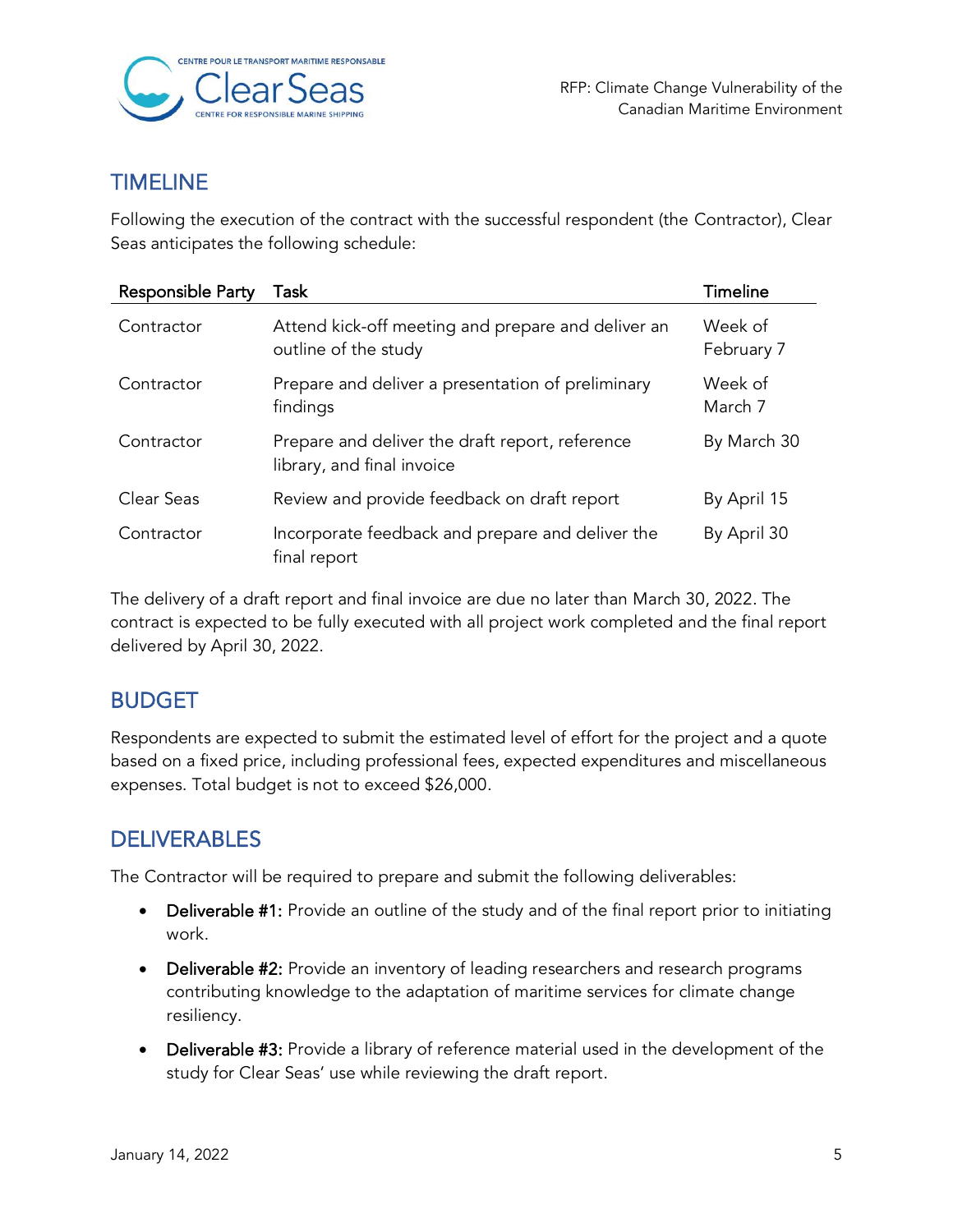## TIMELINE

Following the execution of the contract with the successful respondent (the Contractor), Clear Seas anticipates the following schedule:

| Responsible Party | Task | Timeline |
|---|---|---|
| Contractor | Attend kick-off meeting and prepare and deliver an outline of the study | Week of February 7 |
| Contractor | Prepare and deliver a presentation of preliminary findings | Week of March 7 |
| Contractor | Prepare and deliver the draft report, reference library, and final invoice | By March 30 |
| Clear Seas | Review and provide feedback on draft report | By April 15 |
| Contractor | Incorporate feedback and prepare and deliver the final report | By April 30 |

The delivery of a draft report and final invoice are due no later than March 30, 2022. The contract is expected to be fully executed with all project work completed and the final report delivered by April 30, 2022.

## BUDGET

Respondents are expected to submit the estimated level of effort for the project and a quote based on a fixed price, including professional fees, expected expenditures and miscellaneous expenses. Total budget is not to exceed $26,000.

## DELIVERABLES

The Contractor will be required to prepare and submit the following deliverables:

- **Deliverable #1:** Provide an outline of the study and of the final report prior to initiating work.
- **Deliverable #2:** Provide an inventory of leading researchers and research programs contributing knowledge to the adaptation of maritime services for climate change resiliency.
- **Deliverable #3:** Provide a library of reference material used in the development of the study for Clear Seas' use while reviewing the draft report.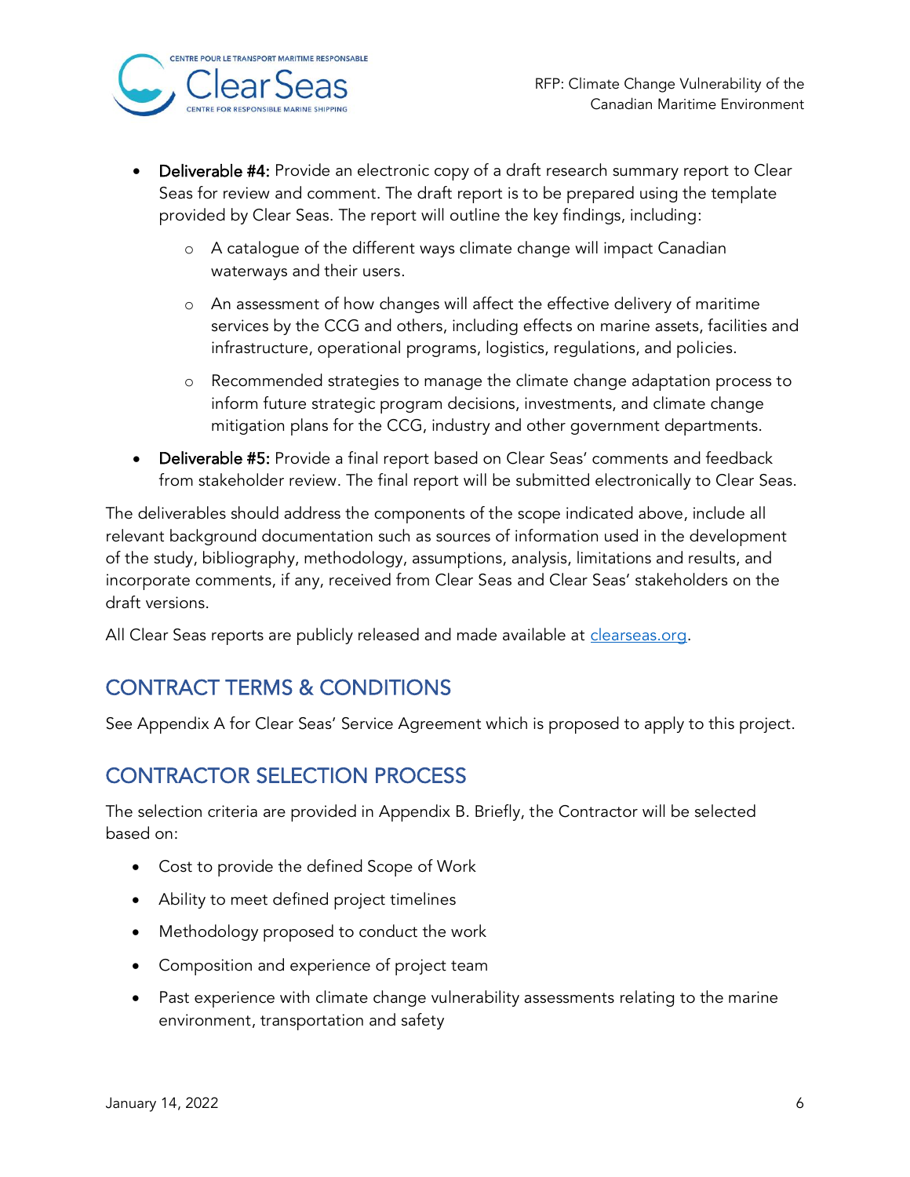- **Deliverable #4:** Provide an electronic copy of a draft research summary report to Clear Seas for review and comment. The draft report is to be prepared using the template provided by Clear Seas. The report will outline the key findings, including:
    - A catalogue of the different ways climate change will impact Canadian waterways and their users.
    - An assessment of how changes will affect the effective delivery of maritime services by the CCG and others, including effects on marine assets, facilities and infrastructure, operational programs, logistics, regulations, and policies.
    - Recommended strategies to manage the climate change adaptation process to inform future strategic program decisions, investments, and climate change mitigation plans for the CCG, industry and other government departments.
- **Deliverable #5:** Provide a final report based on Clear Seas' comments and feedback from stakeholder review. The final report will be submitted electronically to Clear Seas.

The deliverables should address the components of the scope indicated above, include all relevant background documentation such as sources of information used in the development of the study, bibliography, methodology, assumptions, analysis, limitations and results, and incorporate comments, if any, received from Clear Seas and Clear Seas' stakeholders on the draft versions.

All Clear Seas reports are publicly released and made available at [clearseas.org](clearseas.org).

## CONTRACT TERMS & CONDITIONS

See Appendix A for Clear Seas' Service Agreement which is proposed to apply to this project.

## CONTRACTOR SELECTION PROCESS

The selection criteria are provided in Appendix B. Briefly, the Contractor will be selected based on:

- Cost to provide the defined Scope of Work
- Ability to meet defined project timelines
- Methodology proposed to conduct the work
- Composition and experience of project team
- Past experience with climate change vulnerability assessments relating to the marine environment, transportation and safety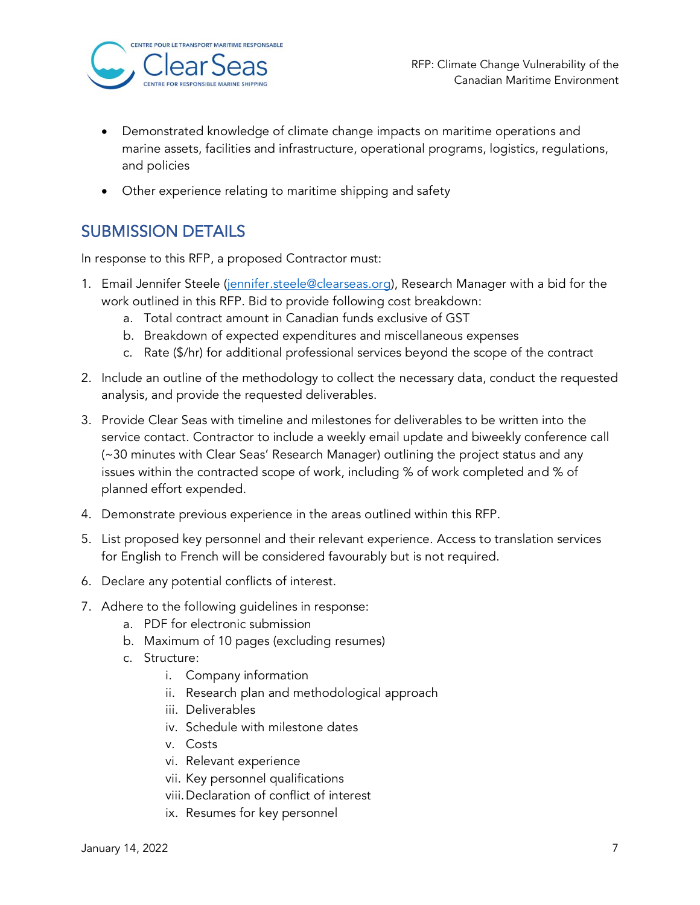- Demonstrated knowledge of climate change impacts on maritime operations and marine assets, facilities and infrastructure, operational programs, logistics, regulations, and policies
- Other experience relating to maritime shipping and safety

## SUBMISSION DETAILS

In response to this RFP, a proposed Contractor must:

1. Email Jennifer Steele (jennifer.steele@clearseas.org), Research Manager with a bid for the work outlined in this RFP. Bid to provide following cost breakdown:
   a. Total contract amount in Canadian funds exclusive of GST
   b. Breakdown of expected expenditures and miscellaneous expenses
   c. Rate ($/hr) for additional professional services beyond the scope of the contract
2. Include an outline of the methodology to collect the necessary data, conduct the requested analysis, and provide the requested deliverables.
3. Provide Clear Seas with timeline and milestones for deliverables to be written into the service contact. Contractor to include a weekly email update and biweekly conference call (~30 minutes with Clear Seas' Research Manager) outlining the project status and any issues within the contracted scope of work, including % of work completed and % of planned effort expended.
4. Demonstrate previous experience in the areas outlined within this RFP.
5. List proposed key personnel and their relevant experience. Access to translation services for English to French will be considered favourably but is not required.
6. Declare any potential conflicts of interest.
7. Adhere to the following guidelines in response:
   a. PDF for electronic submission
   b. Maximum of 10 pages (excluding resumes)
   c. Structure:
      i. Company information
      ii. Research plan and methodological approach
      iii. Deliverables
      iv. Schedule with milestone dates
      v. Costs
      vi. Relevant experience
      vii. Key personnel qualifications
      viii. Declaration of conflict of interest
      ix. Resumes for key personnel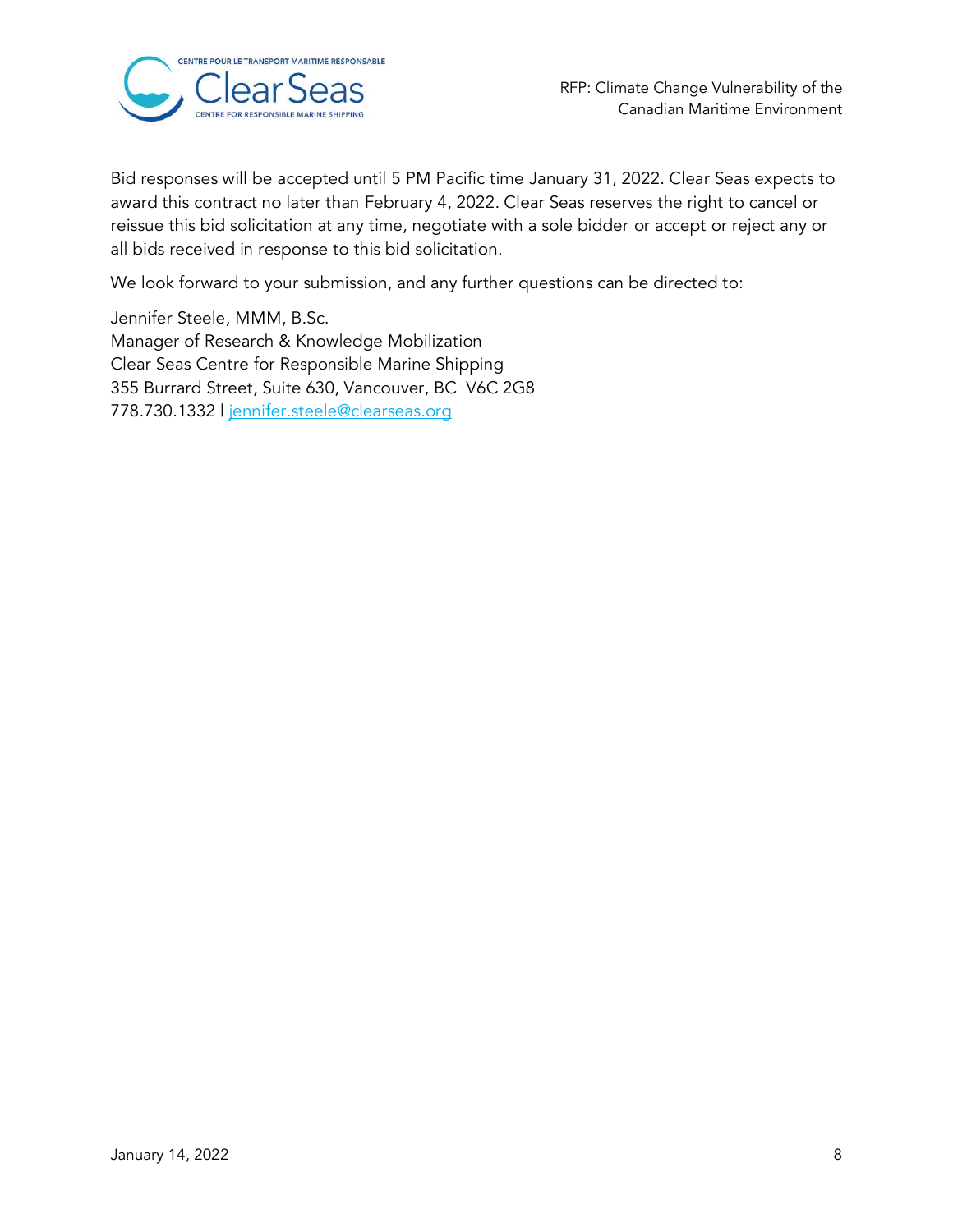Bid responses will be accepted until 5 PM Pacific time January 31, 2022. Clear Seas expects to award this contract no later than February 4, 2022. Clear Seas reserves the right to cancel or reissue this bid solicitation at any time, negotiate with a sole bidder or accept or reject any or all bids received in response to this bid solicitation.

We look forward to your submission, and any further questions can be directed to:

Jennifer Steele, MMM, B.Sc.
Manager of Research & Knowledge Mobilization
Clear Seas Centre for Responsible Marine Shipping
355 Burrard Street, Suite 630, Vancouver, BC V6C 2G8
778.730.1332 | jennifer.steele@clearseas.org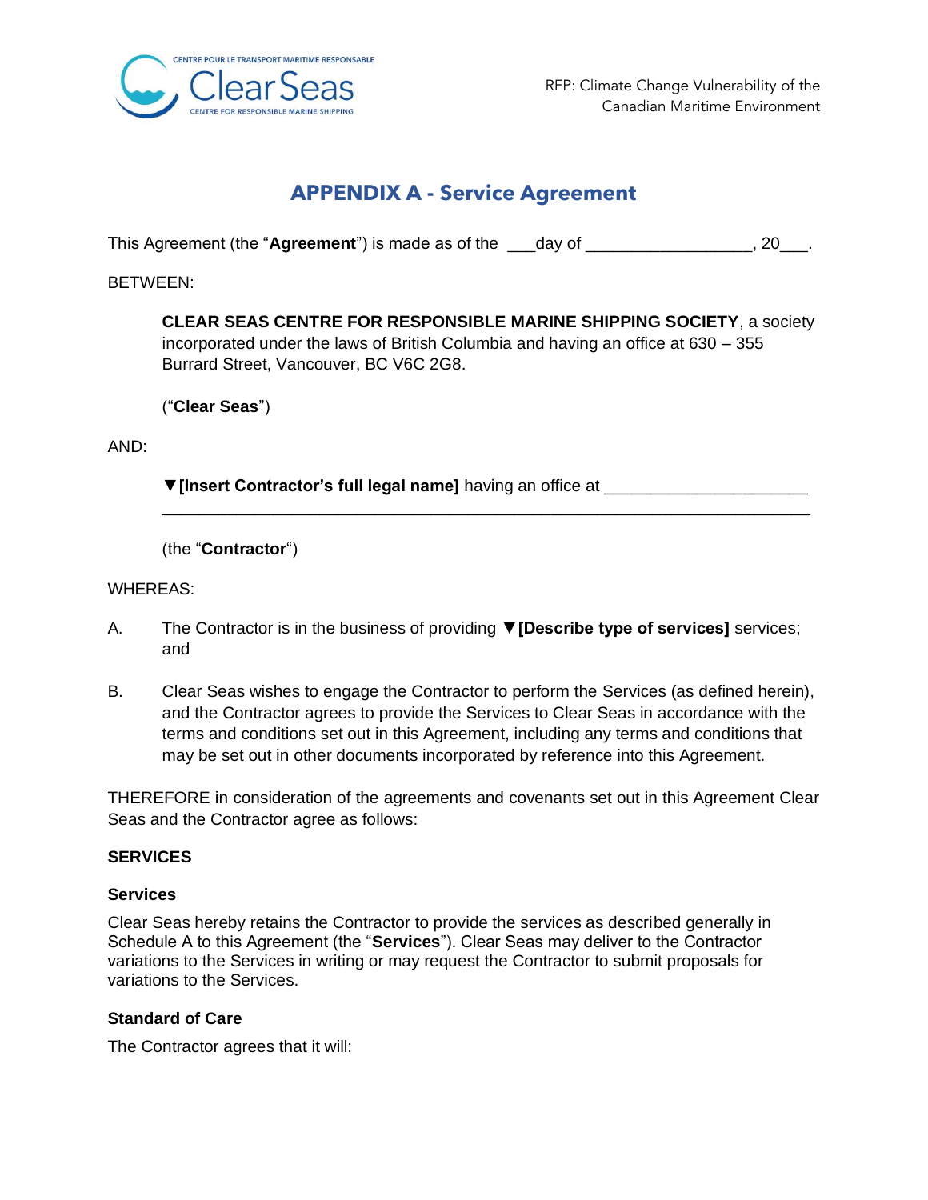# APPENDIX A - Service Agreement

This Agreement (the "**Agreement**") is made as of the ___day of _________________, 20___.

BETWEEN:

> **CLEAR SEAS CENTRE FOR RESPONSIBLE MARINE SHIPPING SOCIETY**, a society incorporated under the laws of British Columbia and having an office at 630 – 355 Burrard Street, Vancouver, BC V6C 2G8.
>
> ("**Clear Seas**")

AND:

> ▼**[Insert Contractor's full legal name]** having an office at _____________________
> ________________________________________________________________
>
> (the "**Contractor**")

WHEREAS:

A. The Contractor is in the business of providing ▼**[Describe type of services]** services; and

B. Clear Seas wishes to engage the Contractor to perform the Services (as defined herein), and the Contractor agrees to provide the Services to Clear Seas in accordance with the terms and conditions set out in this Agreement, including any terms and conditions that may be set out in other documents incorporated by reference into this Agreement.

THEREFORE in consideration of the agreements and covenants set out in this Agreement Clear Seas and the Contractor agree as follows:

## SERVICES

### Services

Clear Seas hereby retains the Contractor to provide the services as described generally in Schedule A to this Agreement (the "**Services**"). Clear Seas may deliver to the Contractor variations to the Services in writing or may request the Contractor to submit proposals for variations to the Services.

### Standard of Care

The Contractor agrees that it will: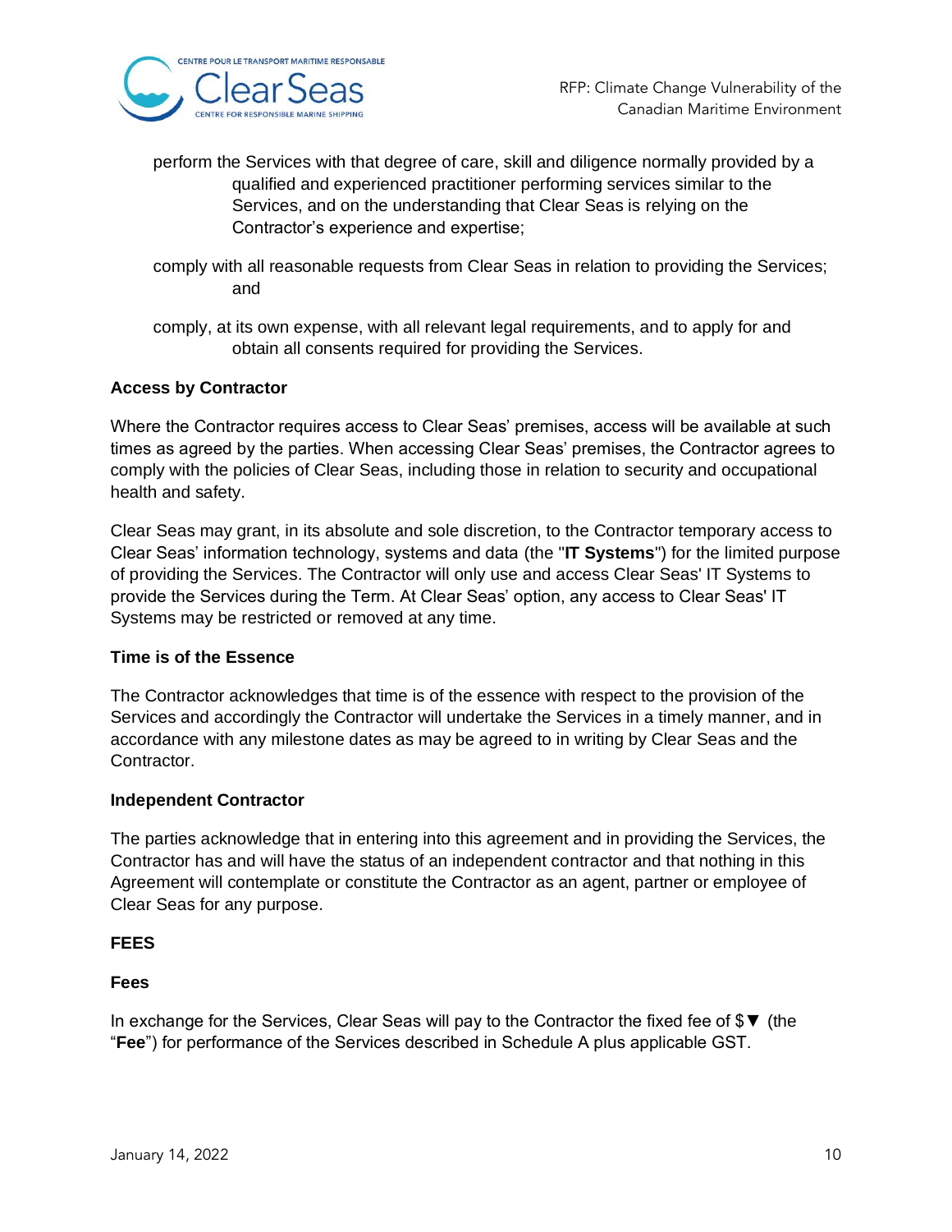perform the Services with that degree of care, skill and diligence normally provided by a qualified and experienced practitioner performing services similar to the Services, and on the understanding that Clear Seas is relying on the Contractor's experience and expertise;

comply with all reasonable requests from Clear Seas in relation to providing the Services; and

comply, at its own expense, with all relevant legal requirements, and to apply for and obtain all consents required for providing the Services.

**Access by Contractor**

Where the Contractor requires access to Clear Seas' premises, access will be available at such times as agreed by the parties. When accessing Clear Seas' premises, the Contractor agrees to comply with the policies of Clear Seas, including those in relation to security and occupational health and safety.

Clear Seas may grant, in its absolute and sole discretion, to the Contractor temporary access to Clear Seas' information technology, systems and data (the "**IT Systems**") for the limited purpose of providing the Services. The Contractor will only use and access Clear Seas' IT Systems to provide the Services during the Term. At Clear Seas' option, any access to Clear Seas' IT Systems may be restricted or removed at any time.

**Time is of the Essence**

The Contractor acknowledges that time is of the essence with respect to the provision of the Services and accordingly the Contractor will undertake the Services in a timely manner, and in accordance with any milestone dates as may be agreed to in writing by Clear Seas and the Contractor.

**Independent Contractor**

The parties acknowledge that in entering into this agreement and in providing the Services, the Contractor has and will have the status of an independent contractor and that nothing in this Agreement will contemplate or constitute the Contractor as an agent, partner or employee of Clear Seas for any purpose.

**FEES**

**Fees**

In exchange for the Services, Clear Seas will pay to the Contractor the fixed fee of $▼ (the "**Fee**") for performance of the Services described in Schedule A plus applicable GST.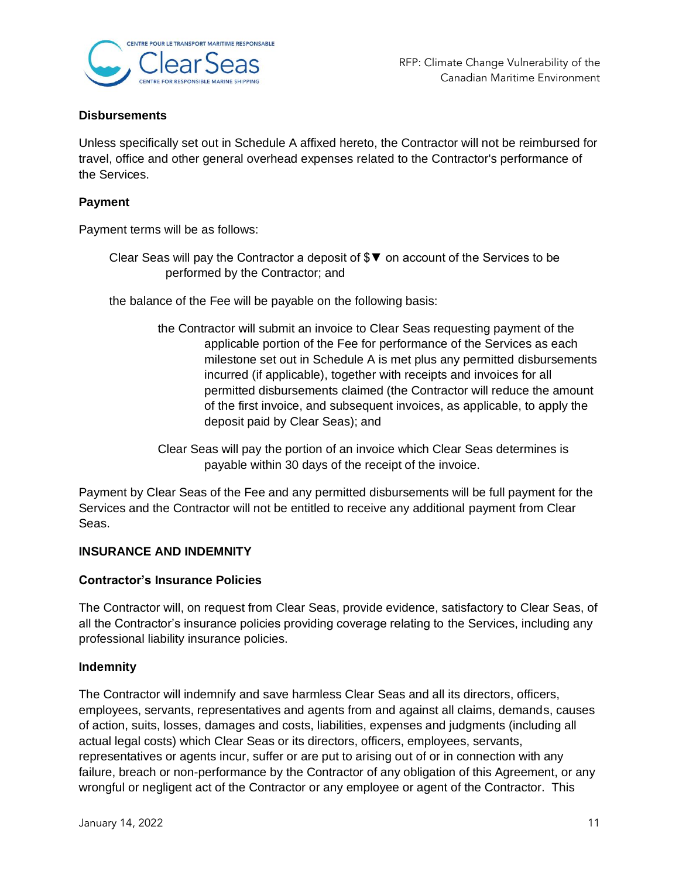#### Disbursements

Unless specifically set out in Schedule A affixed hereto, the Contractor will not be reimbursed for travel, office and other general overhead expenses related to the Contractor's performance of the Services.

#### Payment

Payment terms will be as follows:

> Clear Seas will pay the Contractor a deposit of $▼ on account of the Services to be performed by the Contractor; and
>
> the balance of the Fee will be payable on the following basis:
>
> > the Contractor will submit an invoice to Clear Seas requesting payment of the applicable portion of the Fee for performance of the Services as each milestone set out in Schedule A is met plus any permitted disbursements incurred (if applicable), together with receipts and invoices for all permitted disbursements claimed (the Contractor will reduce the amount of the first invoice, and subsequent invoices, as applicable, to apply the deposit paid by Clear Seas); and
> >
> > Clear Seas will pay the portion of an invoice which Clear Seas determines is payable within 30 days of the receipt of the invoice.

Payment by Clear Seas of the Fee and any permitted disbursements will be full payment for the Services and the Contractor will not be entitled to receive any additional payment from Clear Seas.

### INSURANCE AND INDEMNITY

#### Contractor's Insurance Policies

The Contractor will, on request from Clear Seas, provide evidence, satisfactory to Clear Seas, of all the Contractor's insurance policies providing coverage relating to the Services, including any professional liability insurance policies.

#### Indemnity

The Contractor will indemnify and save harmless Clear Seas and all its directors, officers, employees, servants, representatives and agents from and against all claims, demands, causes of action, suits, losses, damages and costs, liabilities, expenses and judgments (including all actual legal costs) which Clear Seas or its directors, officers, employees, servants, representatives or agents incur, suffer or are put to arising out of or in connection with any failure, breach or non-performance by the Contractor of any obligation of this Agreement, or any wrongful or negligent act of the Contractor or any employee or agent of the Contractor. This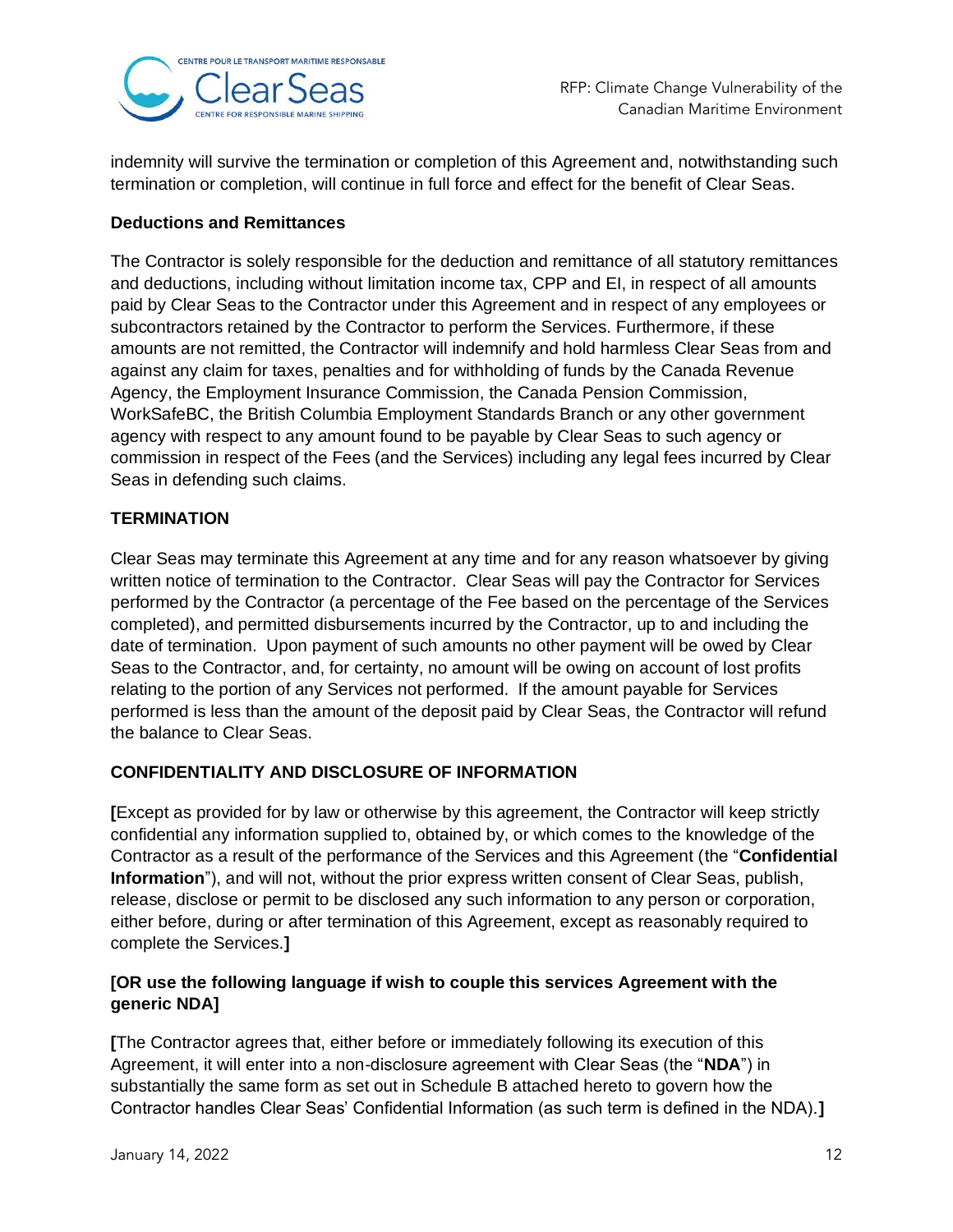indemnity will survive the termination or completion of this Agreement and, notwithstanding such termination or completion, will continue in full force and effect for the benefit of Clear Seas.

**Deductions and Remittances**

The Contractor is solely responsible for the deduction and remittance of all statutory remittances and deductions, including without limitation income tax, CPP and EI, in respect of all amounts paid by Clear Seas to the Contractor under this Agreement and in respect of any employees or subcontractors retained by the Contractor to perform the Services. Furthermore, if these amounts are not remitted, the Contractor will indemnify and hold harmless Clear Seas from and against any claim for taxes, penalties and for withholding of funds by the Canada Revenue Agency, the Employment Insurance Commission, the Canada Pension Commission, WorkSafeBC, the British Columbia Employment Standards Branch or any other government agency with respect to any amount found to be payable by Clear Seas to such agency or commission in respect of the Fees (and the Services) including any legal fees incurred by Clear Seas in defending such claims.

**TERMINATION**

Clear Seas may terminate this Agreement at any time and for any reason whatsoever by giving written notice of termination to the Contractor. Clear Seas will pay the Contractor for Services performed by the Contractor (a percentage of the Fee based on the percentage of the Services completed), and permitted disbursements incurred by the Contractor, up to and including the date of termination. Upon payment of such amounts no other payment will be owed by Clear Seas to the Contractor, and, for certainty, no amount will be owing on account of lost profits relating to the portion of any Services not performed. If the amount payable for Services performed is less than the amount of the deposit paid by Clear Seas, the Contractor will refund the balance to Clear Seas.

**CONFIDENTIALITY AND DISCLOSURE OF INFORMATION**

**[**Except as provided for by law or otherwise by this agreement, the Contractor will keep strictly confidential any information supplied to, obtained by, or which comes to the knowledge of the Contractor as a result of the performance of the Services and this Agreement (the "**Confidential Information**"), and will not, without the prior express written consent of Clear Seas, publish, release, disclose or permit to be disclosed any such information to any person or corporation, either before, during or after termination of this Agreement, except as reasonably required to complete the Services.**]**

**[OR use the following language if wish to couple this services Agreement with the generic NDA]**

**[**The Contractor agrees that, either before or immediately following its execution of this Agreement, it will enter into a non-disclosure agreement with Clear Seas (the "**NDA**") in substantially the same form as set out in Schedule B attached hereto to govern how the Contractor handles Clear Seas' Confidential Information (as such term is defined in the NDA).**]**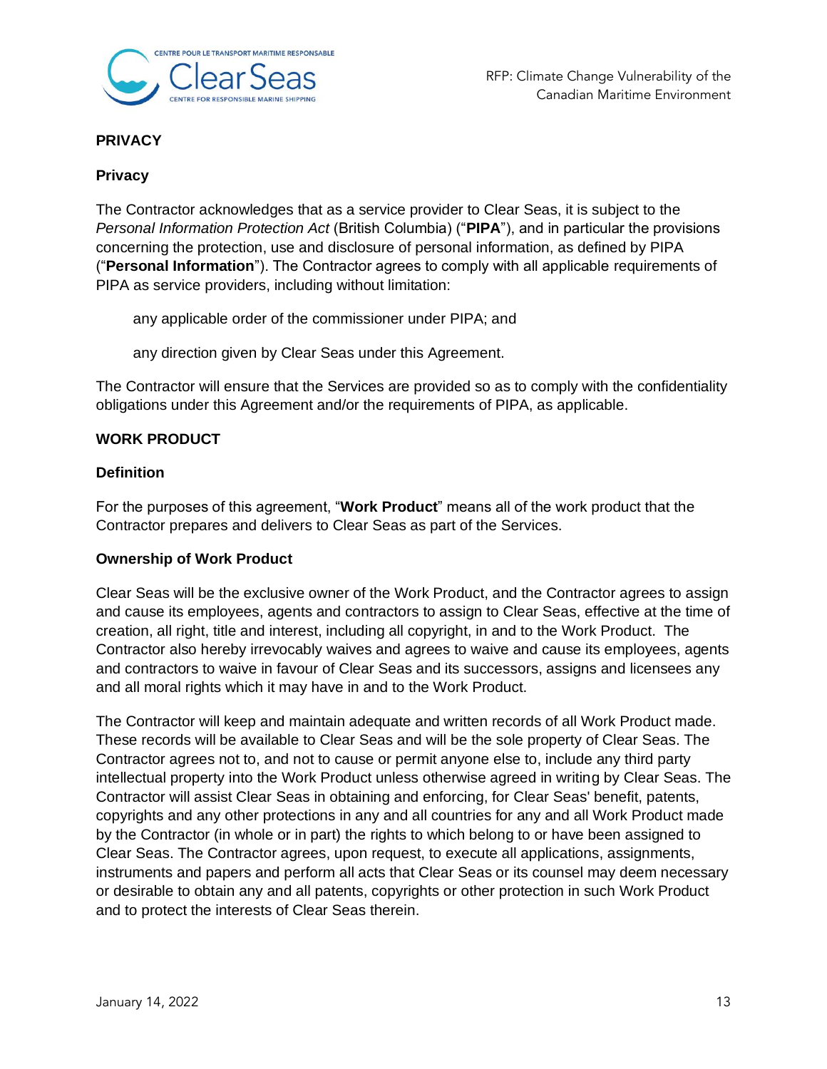## PRIVACY

### Privacy

The Contractor acknowledges that as a service provider to Clear Seas, it is subject to the *Personal Information Protection Act* (British Columbia) ("**PIPA**"), and in particular the provisions concerning the protection, use and disclosure of personal information, as defined by PIPA ("**Personal Information**"). The Contractor agrees to comply with all applicable requirements of PIPA as service providers, including without limitation:

> any applicable order of the commissioner under PIPA; and
>
> any direction given by Clear Seas under this Agreement.

The Contractor will ensure that the Services are provided so as to comply with the confidentiality obligations under this Agreement and/or the requirements of PIPA, as applicable.

## WORK PRODUCT

### Definition

For the purposes of this agreement, "**Work Product**" means all of the work product that the Contractor prepares and delivers to Clear Seas as part of the Services.

### Ownership of Work Product

Clear Seas will be the exclusive owner of the Work Product, and the Contractor agrees to assign and cause its employees, agents and contractors to assign to Clear Seas, effective at the time of creation, all right, title and interest, including all copyright, in and to the Work Product. The Contractor also hereby irrevocably waives and agrees to waive and cause its employees, agents and contractors to waive in favour of Clear Seas and its successors, assigns and licensees any and all moral rights which it may have in and to the Work Product.

The Contractor will keep and maintain adequate and written records of all Work Product made. These records will be available to Clear Seas and will be the sole property of Clear Seas. The Contractor agrees not to, and not to cause or permit anyone else to, include any third party intellectual property into the Work Product unless otherwise agreed in writing by Clear Seas. The Contractor will assist Clear Seas in obtaining and enforcing, for Clear Seas' benefit, patents, copyrights and any other protections in any and all countries for any and all Work Product made by the Contractor (in whole or in part) the rights to which belong to or have been assigned to Clear Seas. The Contractor agrees, upon request, to execute all applications, assignments, instruments and papers and perform all acts that Clear Seas or its counsel may deem necessary or desirable to obtain any and all patents, copyrights or other protection in such Work Product and to protect the interests of Clear Seas therein.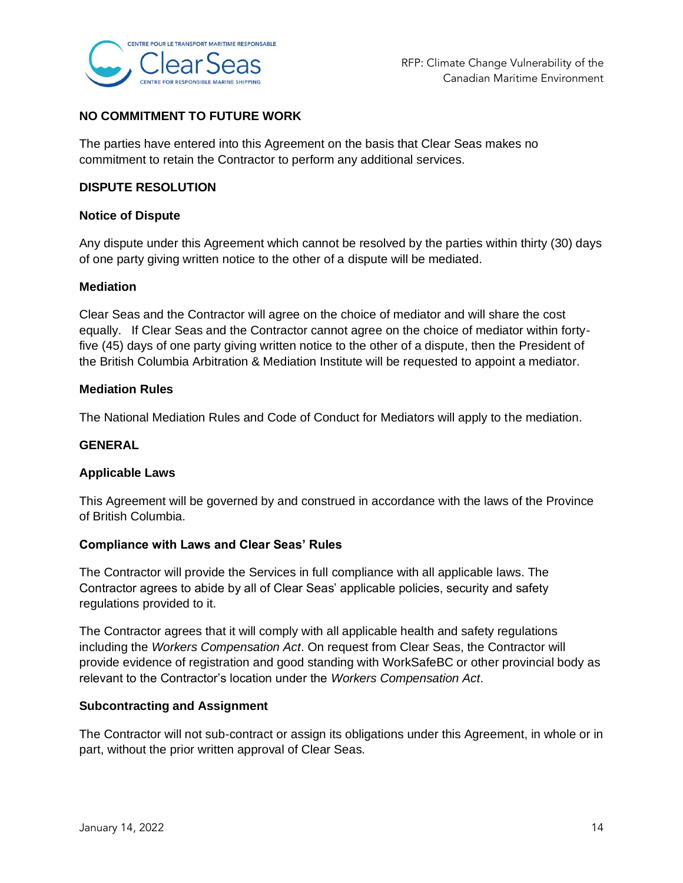## NO COMMITMENT TO FUTURE WORK

The parties have entered into this Agreement on the basis that Clear Seas makes no commitment to retain the Contractor to perform any additional services.

## DISPUTE RESOLUTION

### Notice of Dispute

Any dispute under this Agreement which cannot be resolved by the parties within thirty (30) days of one party giving written notice to the other of a dispute will be mediated.

### Mediation

Clear Seas and the Contractor will agree on the choice of mediator and will share the cost equally. If Clear Seas and the Contractor cannot agree on the choice of mediator within forty-five (45) days of one party giving written notice to the other of a dispute, then the President of the British Columbia Arbitration & Mediation Institute will be requested to appoint a mediator.

### Mediation Rules

The National Mediation Rules and Code of Conduct for Mediators will apply to the mediation.

## GENERAL

### Applicable Laws

This Agreement will be governed by and construed in accordance with the laws of the Province of British Columbia.

### Compliance with Laws and Clear Seas' Rules

The Contractor will provide the Services in full compliance with all applicable laws. The Contractor agrees to abide by all of Clear Seas' applicable policies, security and safety regulations provided to it.

The Contractor agrees that it will comply with all applicable health and safety regulations including the *Workers Compensation Act*. On request from Clear Seas, the Contractor will provide evidence of registration and good standing with WorkSafeBC or other provincial body as relevant to the Contractor's location under the *Workers Compensation Act*.

### Subcontracting and Assignment

The Contractor will not sub-contract or assign its obligations under this Agreement, in whole or in part, without the prior written approval of Clear Seas.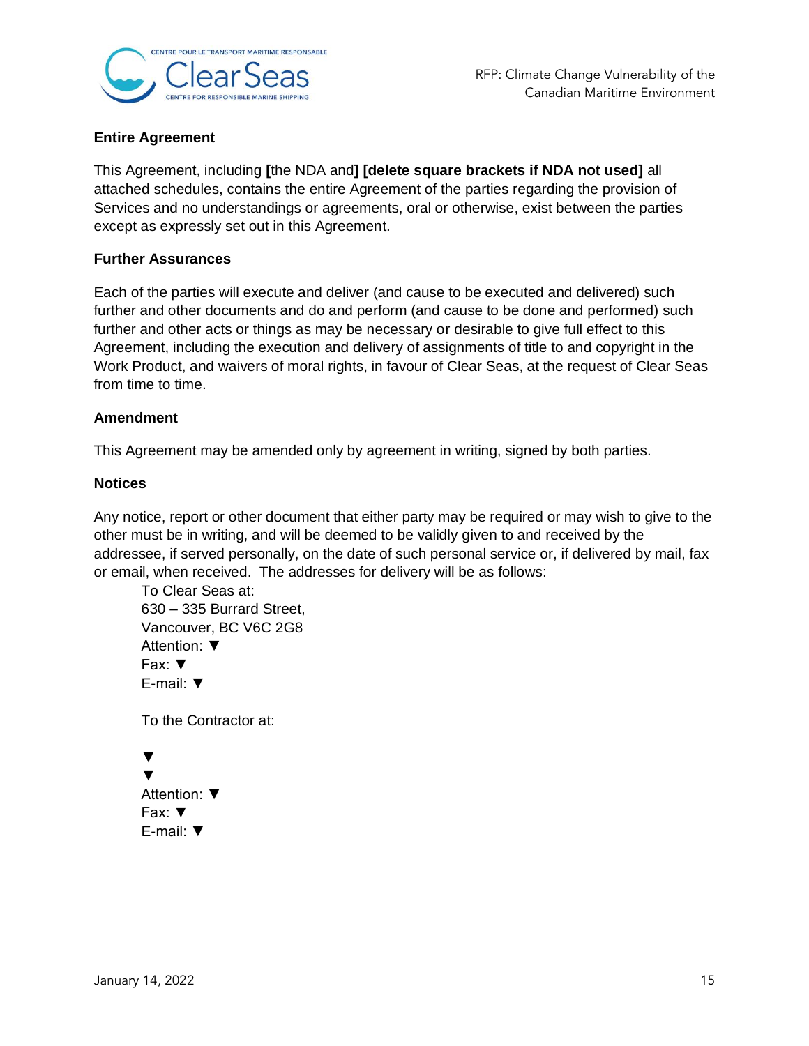**Entire Agreement**

This Agreement, including **[**the NDA and**] [delete square brackets if NDA not used]** all attached schedules, contains the entire Agreement of the parties regarding the provision of Services and no understandings or agreements, oral or otherwise, exist between the parties except as expressly set out in this Agreement.

**Further Assurances**

Each of the parties will execute and deliver (and cause to be executed and delivered) such further and other documents and do and perform (and cause to be done and performed) such further and other acts or things as may be necessary or desirable to give full effect to this Agreement, including the execution and delivery of assignments of title to and copyright in the Work Product, and waivers of moral rights, in favour of Clear Seas, at the request of Clear Seas from time to time.

**Amendment**

This Agreement may be amended only by agreement in writing, signed by both parties.

**Notices**

Any notice, report or other document that either party may be required or may wish to give to the other must be in writing, and will be deemed to be validly given to and received by the addressee, if served personally, on the date of such personal service or, if delivered by mail, fax or email, when received. The addresses for delivery will be as follows:

> To Clear Seas at:
> 630 – 335 Burrard Street,
> Vancouver, BC V6C 2G8
> Attention: ▼
> Fax: ▼
> E-mail: ▼
>
> To the Contractor at:
>
> ▼
> ▼
> Attention: ▼
> Fax: ▼
> E-mail: ▼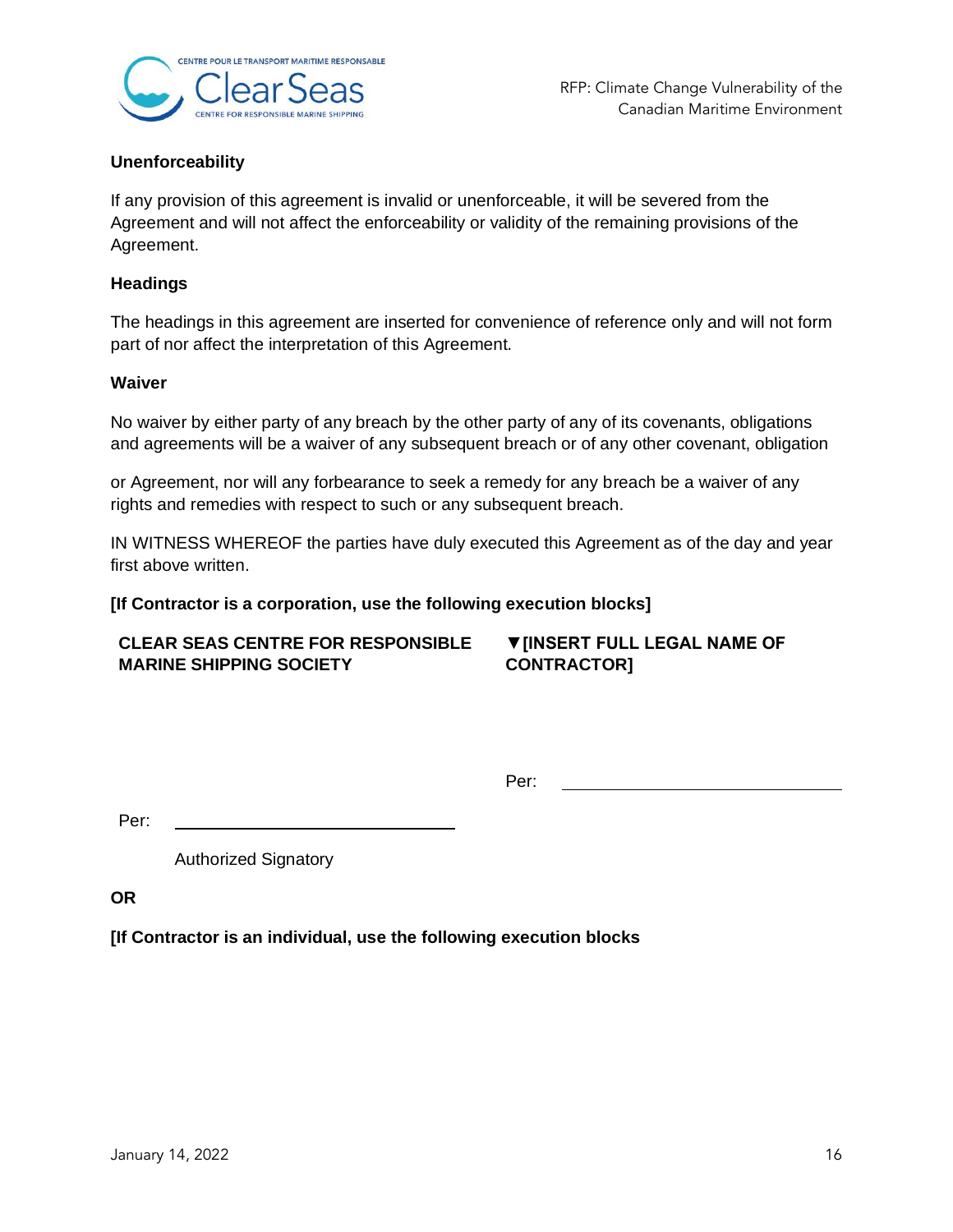**Unenforceability**

If any provision of this agreement is invalid or unenforceable, it will be severed from the Agreement and will not affect the enforceability or validity of the remaining provisions of the Agreement.

**Headings**

The headings in this agreement are inserted for convenience of reference only and will not form part of nor affect the interpretation of this Agreement.

**Waiver**

No waiver by either party of any breach by the other party of any of its covenants, obligations and agreements will be a waiver of any subsequent breach or of any other covenant, obligation or Agreement, nor will any forbearance to seek a remedy for any breach be a waiver of any rights and remedies with respect to such or any subsequent breach.

IN WITNESS WHEREOF the parties have duly executed this Agreement as of the day and year first above written.

**[If Contractor is a corporation, use the following execution blocks]**

| **CLEAR SEAS CENTRE FOR RESPONSIBLE MARINE SHIPPING SOCIETY** | **▼[INSERT FULL LEGAL NAME OF CONTRACTOR]** |
| --- | --- |
| Per: \_\_\_\_\_\_\_\_\_\_\_\_\_\_\_\_\_\_\_\_\_\_\_\_\_\_\_\_ | Per: \_\_\_\_\_\_\_\_\_\_\_\_\_\_\_\_\_\_\_\_\_\_\_\_\_\_\_\_ |
| Authorized Signatory | |

**OR**

**[If Contractor is an individual, use the following execution blocks**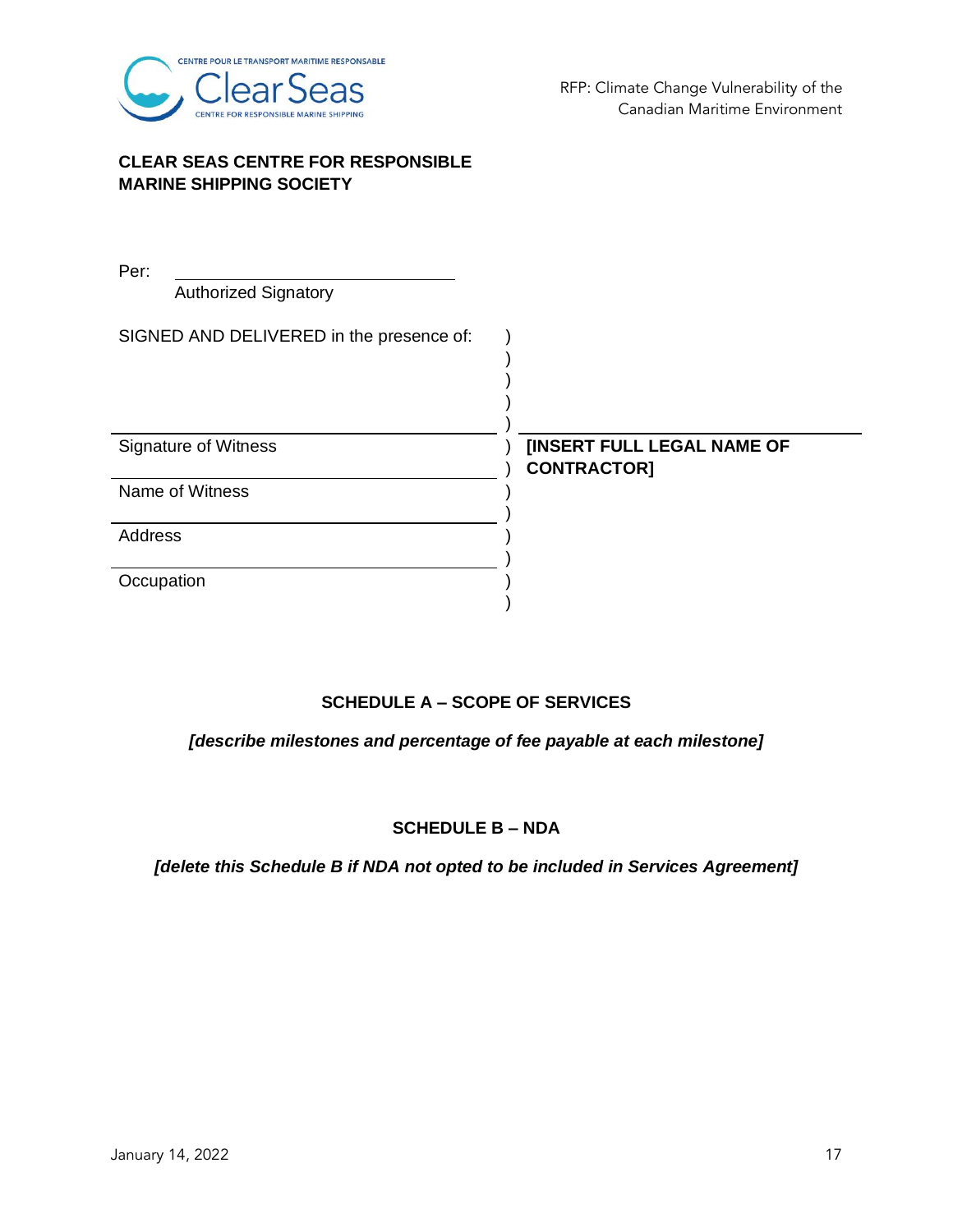**CLEAR SEAS CENTRE FOR RESPONSIBLE MARINE SHIPPING SOCIETY**

Per: \_\_\_\_\_\_\_\_\_\_\_\_\_\_\_\_\_\_\_\_\_\_\_\_\_\_\_\_
Authorized Signatory

| | | |
|---|---|---|
| SIGNED AND DELIVERED in the presence of: | ) | |
| | ) | |
| | ) | |
| | ) | |
| | ) | |
| Signature of Witness | ) | **[INSERT FULL LEGAL NAME OF** |
| | ) | **CONTRACTOR]** |
| Name of Witness | ) | |
| | ) | |
| Address | ) | |
| | ) | |
| Occupation | ) | |
| | ) | |

**SCHEDULE A – SCOPE OF SERVICES**

***[describe milestones and percentage of fee payable at each milestone]***

**SCHEDULE B – NDA**

***[delete this Schedule B if NDA not opted to be included in Services Agreement]***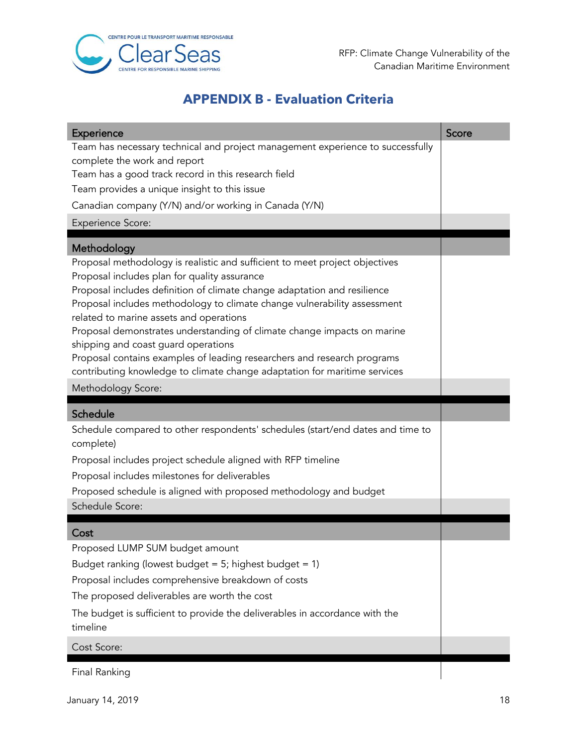## APPENDIX B - Evaluation Criteria

| Experience | Score |
|---|---|
| Team has necessary technical and project management experience to successfully complete the work and report | |
| Team has a good track record in this research field | |
| Team provides a unique insight to this issue | |
| Canadian company (Y/N) and/or working in Canada (Y/N) | |
| Experience Score: | |
| **Methodology** | |
| Proposal methodology is realistic and sufficient to meet project objectives | |
| Proposal includes plan for quality assurance | |
| Proposal includes definition of climate change adaptation and resilience | |
| Proposal includes methodology to climate change vulnerability assessment related to marine assets and operations | |
| Proposal demonstrates understanding of climate change impacts on marine shipping and coast guard operations | |
| Proposal contains examples of leading researchers and research programs contributing knowledge to climate change adaptation for maritime services | |
| Methodology Score: | |
| **Schedule** | |
| Schedule compared to other respondents' schedules (start/end dates and time to complete) | |
| Proposal includes project schedule aligned with RFP timeline | |
| Proposal includes milestones for deliverables | |
| Proposed schedule is aligned with proposed methodology and budget | |
| Schedule Score: | |
| **Cost** | |
| Proposed LUMP SUM budget amount | |
| Budget ranking (lowest budget = 5; highest budget = 1) | |
| Proposal includes comprehensive breakdown of costs | |
| The proposed deliverables are worth the cost | |
| The budget is sufficient to provide the deliverables in accordance with the timeline | |
| Cost Score: | |
| Final Ranking | |

January 14, 2019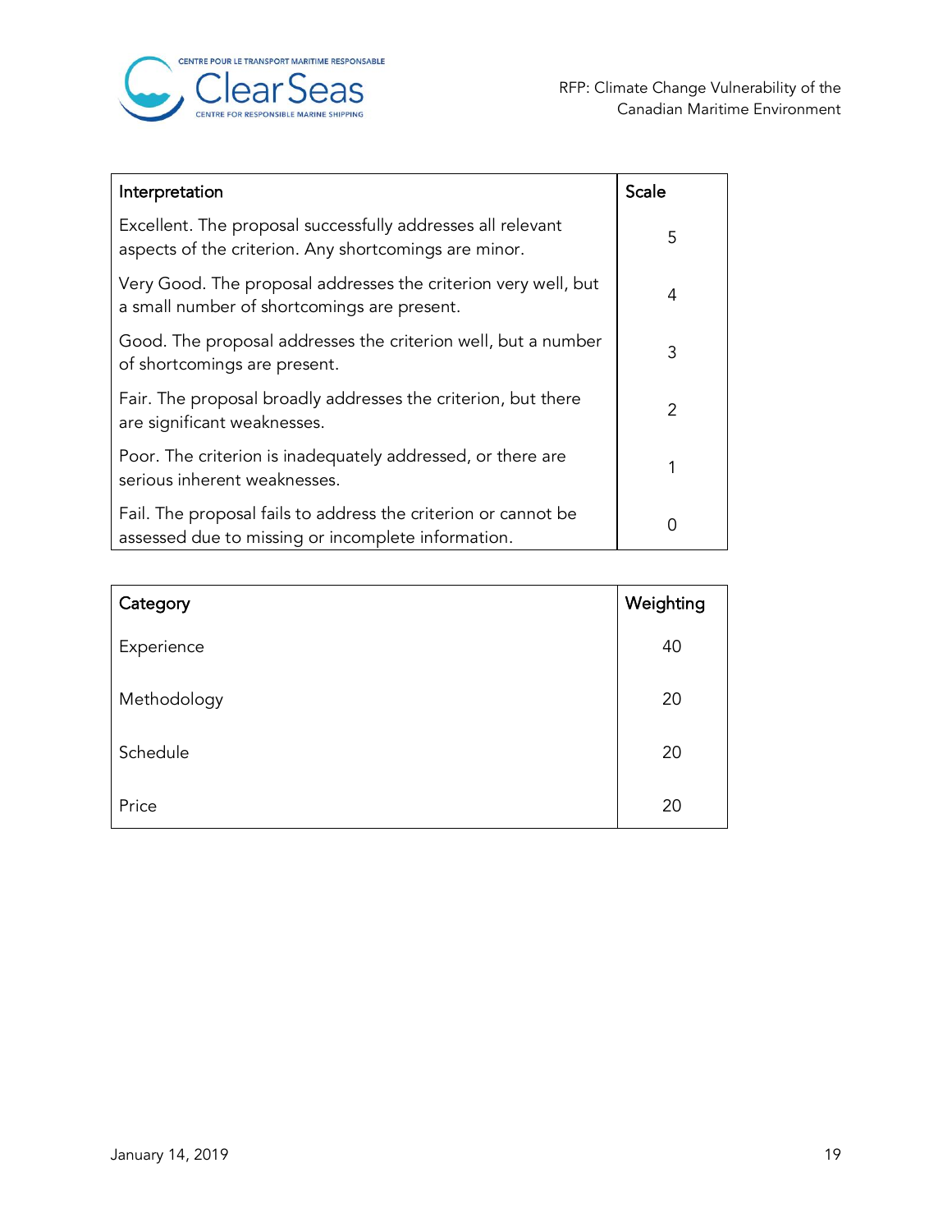| Interpretation | Scale |
|---|---|
| Excellent. The proposal successfully addresses all relevant aspects of the criterion. Any shortcomings are minor. | 5 |
| Very Good. The proposal addresses the criterion very well, but a small number of shortcomings are present. | 4 |
| Good. The proposal addresses the criterion well, but a number of shortcomings are present. | 3 |
| Fair. The proposal broadly addresses the criterion, but there are significant weaknesses. | 2 |
| Poor. The criterion is inadequately addressed, or there are serious inherent weaknesses. | 1 |
| Fail. The proposal fails to address the criterion or cannot be assessed due to missing or incomplete information. | 0 |

| Category | Weighting |
|---|---|
| Experience | 40 |
| Methodology | 20 |
| Schedule | 20 |
| Price | 20 |